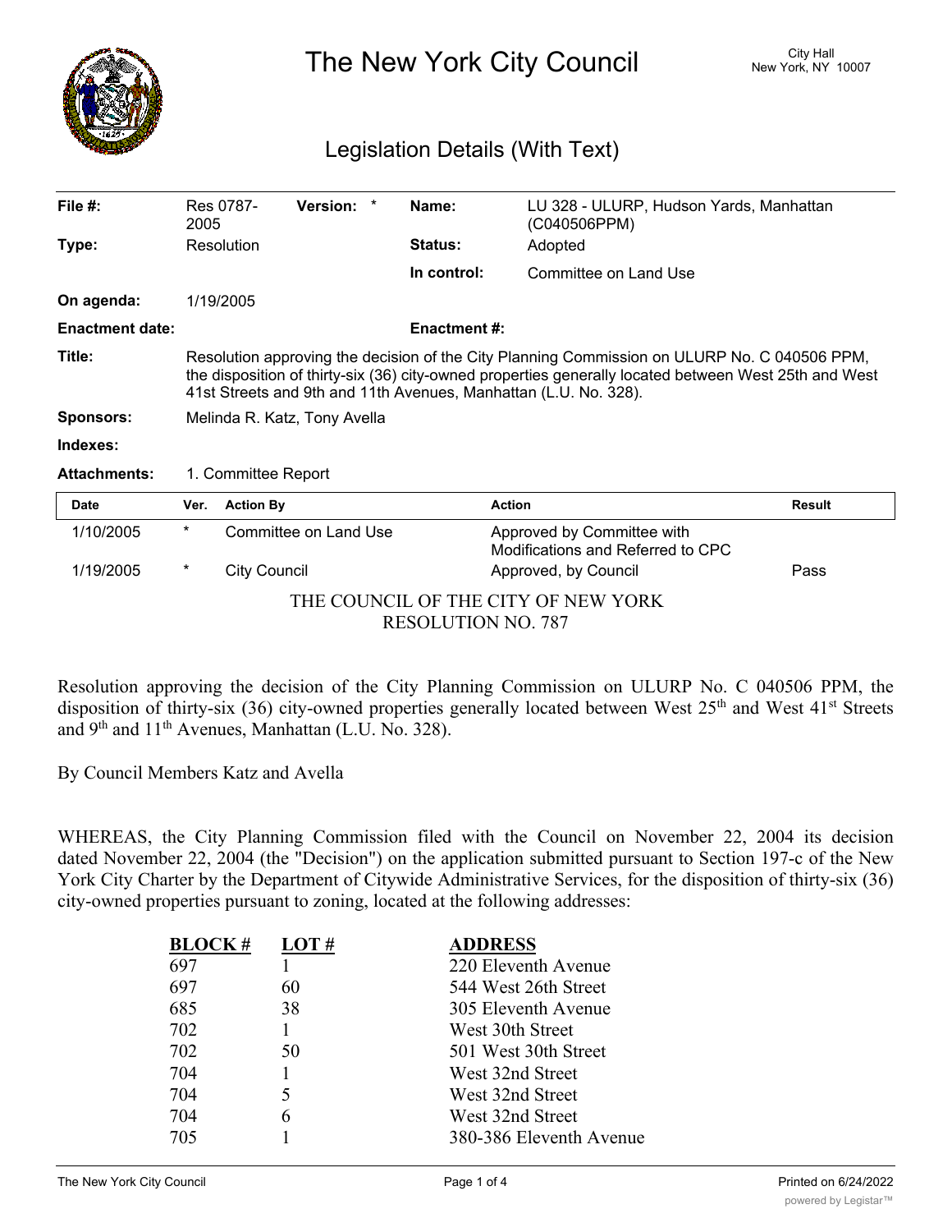# The New York City Council

City Hall
New York, NY 10007

## Legislation Details (With Text)

| | | | |
|---|---|---|---|
| **File #:** | Res 0787-2005 **Version:** * | **Name:** | LU 328 - ULURP, Hudson Yards, Manhattan (C040506PPM) |
| **Type:** | Resolution | **Status:** | Adopted |
| | | **In control:** | Committee on Land Use |
| **On agenda:** | 1/19/2005 | | |
| **Enactment date:** | | **Enactment #:** | |

**Title:** Resolution approving the decision of the City Planning Commission on ULURP No. C 040506 PPM, the disposition of thirty-six (36) city-owned properties generally located between West 25th and West 41st Streets and 9th and 11th Avenues, Manhattan (L.U. No. 328).

**Sponsors:** Melinda R. Katz, Tony Avella

**Indexes:**

**Attachments:** 1. Committee Report

| Date | Ver. | Action By | Action | Result |
|---|---|---|---|---|
| 1/10/2005 | * | Committee on Land Use | Approved by Committee with Modifications and Referred to CPC | |
| 1/19/2005 | * | City Council | Approved, by Council | Pass |

THE COUNCIL OF THE CITY OF NEW YORK
RESOLUTION NO. 787

Resolution approving the decision of the City Planning Commission on ULURP No. C 040506 PPM, the disposition of thirty-six (36) city-owned properties generally located between West 25th and West 41st Streets and 9th and 11th Avenues, Manhattan (L.U. No. 328).

By Council Members Katz and Avella

WHEREAS, the City Planning Commission filed with the Council on November 22, 2004 its decision dated November 22, 2004 (the "Decision") on the application submitted pursuant to Section 197-c of the New York City Charter by the Department of Citywide Administrative Services, for the disposition of thirty-six (36) city-owned properties pursuant to zoning, located at the following addresses:

| BLOCK # | LOT # | ADDRESS |
|---|---|---|
| 697 | 1 | 220 Eleventh Avenue |
| 697 | 60 | 544 West 26th Street |
| 685 | 38 | 305 Eleventh Avenue |
| 702 | 1 | West 30th Street |
| 702 | 50 | 501 West 30th Street |
| 704 | 1 | West 32nd Street |
| 704 | 5 | West 32nd Street |
| 704 | 6 | West 32nd Street |
| 705 | 1 | 380-386 Eleventh Avenue |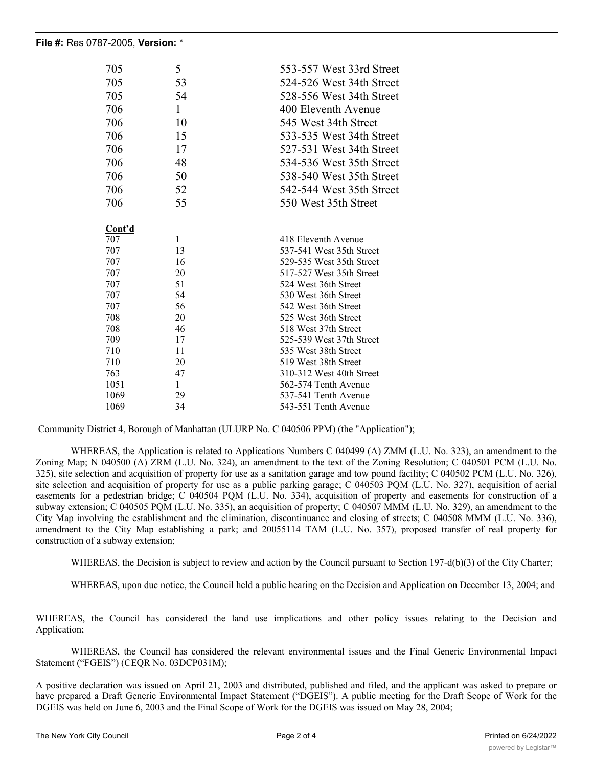| | | |
|---|---|---|
| 705 | 5 | 553-557 West 33rd Street |
| 705 | 53 | 524-526 West 34th Street |
| 705 | 54 | 528-556 West 34th Street |
| 706 | 1 | 400 Eleventh Avenue |
| 706 | 10 | 545 West 34th Street |
| 706 | 15 | 533-535 West 34th Street |
| 706 | 17 | 527-531 West 34th Street |
| 706 | 48 | 534-536 West 35th Street |
| 706 | 50 | 538-540 West 35th Street |
| 706 | 52 | 542-544 West 35th Street |
| 706 | 55 | 550 West 35th Street |

**Cont'd**

| | | |
|---|---|---|
| 707 | 1 | 418 Eleventh Avenue |
| 707 | 13 | 537-541 West 35th Street |
| 707 | 16 | 529-535 West 35th Street |
| 707 | 20 | 517-527 West 35th Street |
| 707 | 51 | 524 West 36th Street |
| 707 | 54 | 530 West 36th Street |
| 707 | 56 | 542 West 36th Street |
| 708 | 20 | 525 West 36th Street |
| 708 | 46 | 518 West 37th Street |
| 709 | 17 | 525-539 West 37th Street |
| 710 | 11 | 535 West 38th Street |
| 710 | 20 | 519 West 38th Street |
| 763 | 47 | 310-312 West 40th Street |
| 1051 | 1 | 562-574 Tenth Avenue |
| 1069 | 29 | 537-541 Tenth Avenue |
| 1069 | 34 | 543-551 Tenth Avenue |

Community District 4, Borough of Manhattan (ULURP No. C 040506 PPM) (the "Application");

WHEREAS, the Application is related to Applications Numbers C 040499 (A) ZMM (L.U. No. 323), an amendment to the Zoning Map; N 040500 (A) ZRM (L.U. No. 324), an amendment to the text of the Zoning Resolution; C 040501 PCM (L.U. No. 325), site selection and acquisition of property for use as a sanitation garage and tow pound facility; C 040502 PCM (L.U. No. 326), site selection and acquisition of property for use as a public parking garage; C 040503 PQM (L.U. No. 327), acquisition of aerial easements for a pedestrian bridge; C 040504 PQM (L.U. No. 334), acquisition of property and easements for construction of a subway extension; C 040505 PQM (L.U. No. 335), an acquisition of property; C 040507 MMM (L.U. No. 329), an amendment to the City Map involving the establishment and the elimination, discontinuance and closing of streets; C 040508 MMM (L.U. No. 336), amendment to the City Map establishing a park; and 20055114 TAM (L.U. No. 357), proposed transfer of real property for construction of a subway extension;

WHEREAS, the Decision is subject to review and action by the Council pursuant to Section 197-d(b)(3) of the City Charter;

WHEREAS, upon due notice, the Council held a public hearing on the Decision and Application on December 13, 2004; and

WHEREAS, the Council has considered the land use implications and other policy issues relating to the Decision and Application;

WHEREAS, the Council has considered the relevant environmental issues and the Final Generic Environmental Impact Statement ("FGEIS") (CEQR No. 03DCP031M);

A positive declaration was issued on April 21, 2003 and distributed, published and filed, and the applicant was asked to prepare or have prepared a Draft Generic Environmental Impact Statement ("DGEIS"). A public meeting for the Draft Scope of Work for the DGEIS was held on June 6, 2003 and the Final Scope of Work for the DGEIS was issued on May 28, 2004;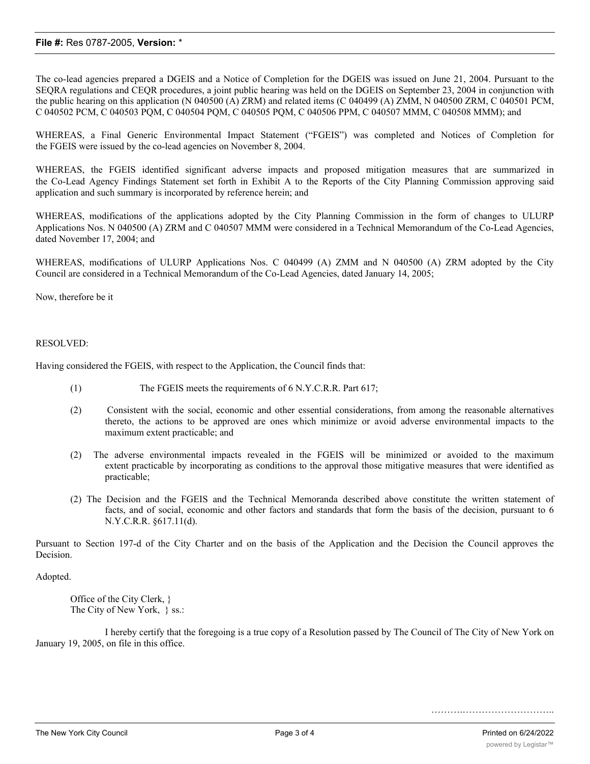The co-lead agencies prepared a DGEIS and a Notice of Completion for the DGEIS was issued on June 21, 2004. Pursuant to the SEQRA regulations and CEQR procedures, a joint public hearing was held on the DGEIS on September 23, 2004 in conjunction with the public hearing on this application (N 040500 (A) ZRM) and related items (C 040499 (A) ZMM, N 040500 ZRM, C 040501 PCM, C 040502 PCM, C 040503 PQM, C 040504 PQM, C 040505 PQM, C 040506 PPM, C 040507 MMM, C 040508 MMM); and

WHEREAS, a Final Generic Environmental Impact Statement ("FGEIS") was completed and Notices of Completion for the FGEIS were issued by the co-lead agencies on November 8, 2004.

WHEREAS, the FGEIS identified significant adverse impacts and proposed mitigation measures that are summarized in the Co-Lead Agency Findings Statement set forth in Exhibit A to the Reports of the City Planning Commission approving said application and such summary is incorporated by reference herein; and

WHEREAS, modifications of the applications adopted by the City Planning Commission in the form of changes to ULURP Applications Nos. N 040500 (A) ZRM and C 040507 MMM were considered in a Technical Memorandum of the Co-Lead Agencies, dated November 17, 2004; and

WHEREAS, modifications of ULURP Applications Nos. C 040499 (A) ZMM and N 040500 (A) ZRM adopted by the City Council are considered in a Technical Memorandum of the Co-Lead Agencies, dated January 14, 2005;

Now, therefore be it

RESOLVED:

Having considered the FGEIS, with respect to the Application, the Council finds that:

(1) The FGEIS meets the requirements of 6 N.Y.C.R.R. Part 617;

(2) Consistent with the social, economic and other essential considerations, from among the reasonable alternatives thereto, the actions to be approved are ones which minimize or avoid adverse environmental impacts to the maximum extent practicable; and

(2) The adverse environmental impacts revealed in the FGEIS will be minimized or avoided to the maximum extent practicable by incorporating as conditions to the approval those mitigative measures that were identified as practicable;

(2) The Decision and the FGEIS and the Technical Memoranda described above constitute the written statement of facts, and of social, economic and other factors and standards that form the basis of the decision, pursuant to 6 N.Y.C.R.R. §617.11(d).

Pursuant to Section 197-d of the City Charter and on the basis of the Application and the Decision the Council approves the Decision.

Adopted.

Office of the City Clerk, }
The City of New York, } ss.:

I hereby certify that the foregoing is a true copy of a Resolution passed by The Council of The City of New York on January 19, 2005, on file in this office.

……….………………………..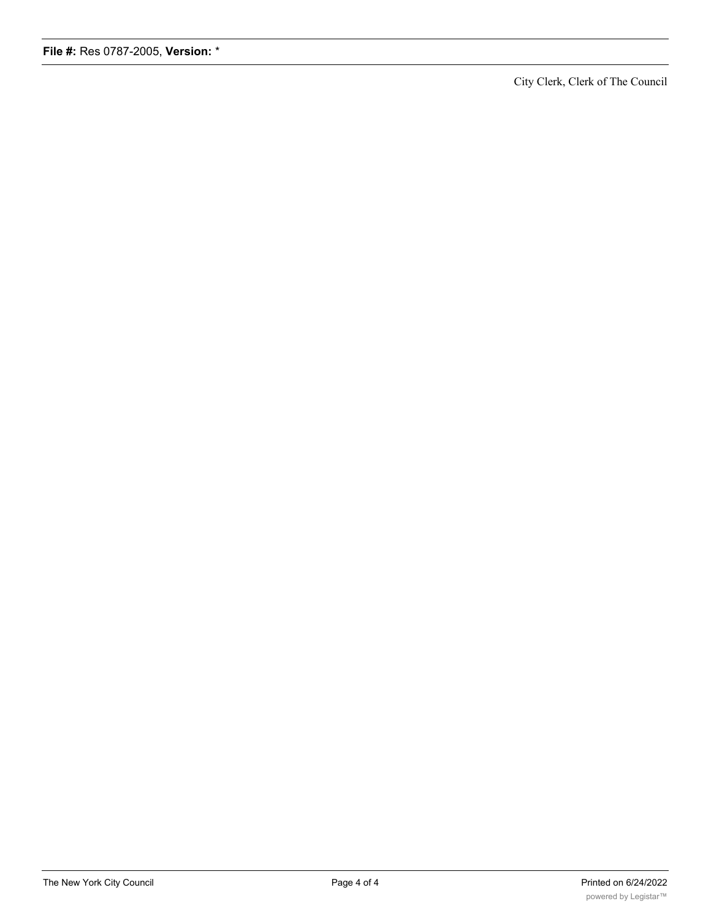City Clerk, Clerk of The Council